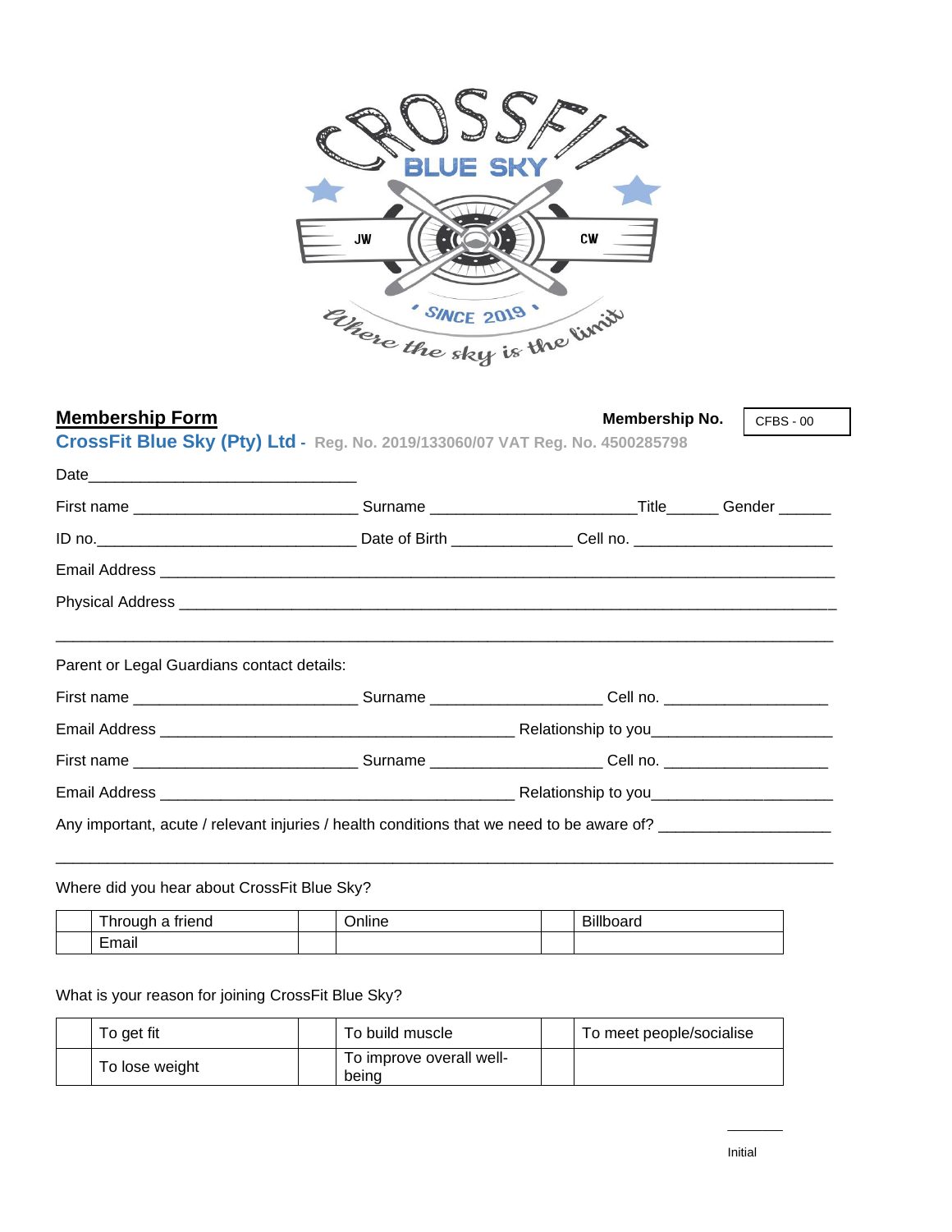## Membership Form

**Membership No.** CFBS - 00

**CrossFit Blue Sky (Pty) Ltd** - Reg. No. 2019/133060/07 VAT Reg. No. 4500285798

Date_____________________________

First name _________________________ Surname _______________________Title______ Gender ______

ID no.______________________________ Date of Birth ______________ Cell no. _______________________

Email Address ___________________________________________________________________________

Physical Address _________________________________________________________________________

_______________________________________________________________________________________

Parent or Legal Guardians contact details:

First name _________________________ Surname ___________________ Cell no. __________________

Email Address ________________________________________ Relationship to you____________________

First name _________________________ Surname ___________________ Cell no. __________________

Email Address ________________________________________ Relationship to you____________________

Any important, acute / relevant injuries / health conditions that we need to be aware of? ___________________

_______________________________________________________________________________________

Where did you hear about CrossFit Blue Sky?

| | | | | | |
|---|---|---|---|---|---|
| | Through a friend | | Online | | Billboard |
| | Email | | | | |

What is your reason for joining CrossFit Blue Sky?

| | | | | | |
|---|---|---|---|---|---|
| | To get fit | | To build muscle | | To meet people/socialise |
| | To lose weight | | To improve overall well-being | | |

________

Initial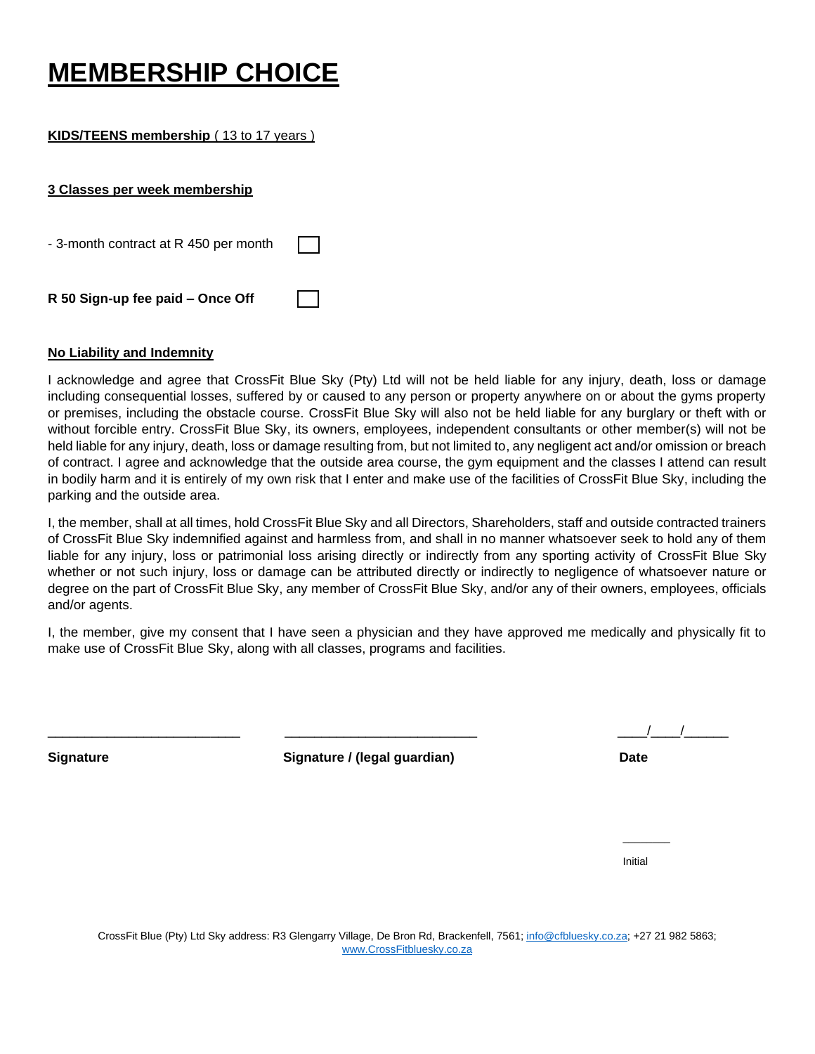# MEMBERSHIP CHOICE

**KIDS/TEENS membership** ( 13 to 17 years )

**3 Classes per week membership**

- 3-month contract at R 450 per month ☐

**R 50 Sign-up fee paid – Once Off** ☐

**No Liability and Indemnity**

I acknowledge and agree that CrossFit Blue Sky (Pty) Ltd will not be held liable for any injury, death, loss or damage including consequential losses, suffered by or caused to any person or property anywhere on or about the gyms property or premises, including the obstacle course. CrossFit Blue Sky will also not be held liable for any burglary or theft with or without forcible entry. CrossFit Blue Sky, its owners, employees, independent consultants or other member(s) will not be held liable for any injury, death, loss or damage resulting from, but not limited to, any negligent act and/or omission or breach of contract. I agree and acknowledge that the outside area course, the gym equipment and the classes I attend can result in bodily harm and it is entirely of my own risk that I enter and make use of the facilities of CrossFit Blue Sky, including the parking and the outside area.

I, the member, shall at all times, hold CrossFit Blue Sky and all Directors, Shareholders, staff and outside contracted trainers of CrossFit Blue Sky indemnified against and harmless from, and shall in no manner whatsoever seek to hold any of them liable for any injury, loss or patrimonial loss arising directly or indirectly from any sporting activity of CrossFit Blue Sky whether or not such injury, loss or damage can be attributed directly or indirectly to negligence of whatsoever nature or degree on the part of CrossFit Blue Sky, any member of CrossFit Blue Sky, and/or any of their owners, employees, officials and/or agents.

I, the member, give my consent that I have seen a physician and they have approved me medically and physically fit to make use of CrossFit Blue Sky, along with all classes, programs and facilities.

| | | |
|---|---|---|
| ________________________ | ________________________ | ____/____/______ |
| **Signature** | **Signature / (legal guardian)** | **Date** |

_______
Initial

CrossFit Blue (Pty) Ltd Sky address: R3 Glengarry Village, De Bron Rd, Brackenfell, 7561; info@cfbluesky.co.za; +27 21 982 5863; www.CrossFitbluesky.co.za